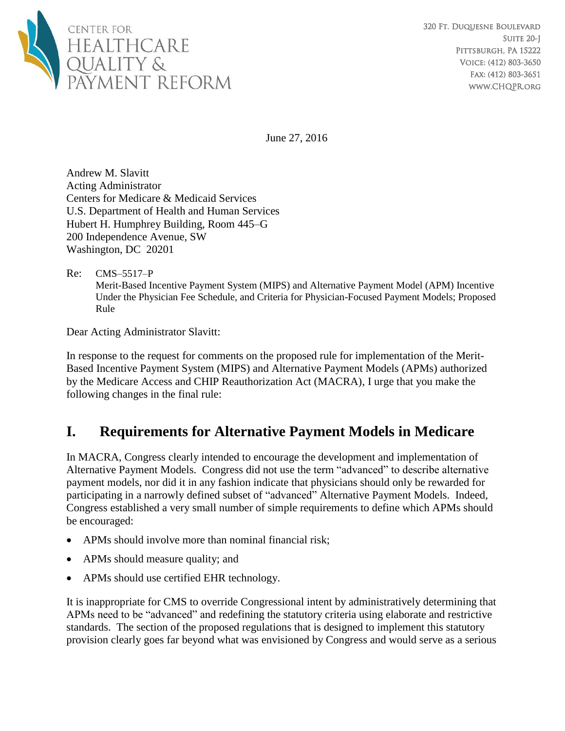CENTER FOR
HEALTHCARE
QUALITY &
PAYMENT REFORM

320 Ft. Duquesne Boulevard
Suite 20-J
Pittsburgh, PA 15222
Voice: (412) 803-3650
Fax: (412) 803-3651
www.CHQPR.org

June 27, 2016

Andrew M. Slavitt
Acting Administrator
Centers for Medicare & Medicaid Services
U.S. Department of Health and Human Services
Hubert H. Humphrey Building, Room 445–G
200 Independence Avenue, SW
Washington, DC 20201

Re: CMS–5517–P
Merit-Based Incentive Payment System (MIPS) and Alternative Payment Model (APM) Incentive Under the Physician Fee Schedule, and Criteria for Physician-Focused Payment Models; Proposed Rule

Dear Acting Administrator Slavitt:

In response to the request for comments on the proposed rule for implementation of the Merit-Based Incentive Payment System (MIPS) and Alternative Payment Models (APMs) authorized by the Medicare Access and CHIP Reauthorization Act (MACRA), I urge that you make the following changes in the final rule:

# I. Requirements for Alternative Payment Models in Medicare

In MACRA, Congress clearly intended to encourage the development and implementation of Alternative Payment Models. Congress did not use the term "advanced" to describe alternative payment models, nor did it in any fashion indicate that physicians should only be rewarded for participating in a narrowly defined subset of "advanced" Alternative Payment Models. Indeed, Congress established a very small number of simple requirements to define which APMs should be encouraged:

- APMs should involve more than nominal financial risk;
- APMs should measure quality; and
- APMs should use certified EHR technology.

It is inappropriate for CMS to override Congressional intent by administratively determining that APMs need to be "advanced" and redefining the statutory criteria using elaborate and restrictive standards. The section of the proposed regulations that is designed to implement this statutory provision clearly goes far beyond what was envisioned by Congress and would serve as a serious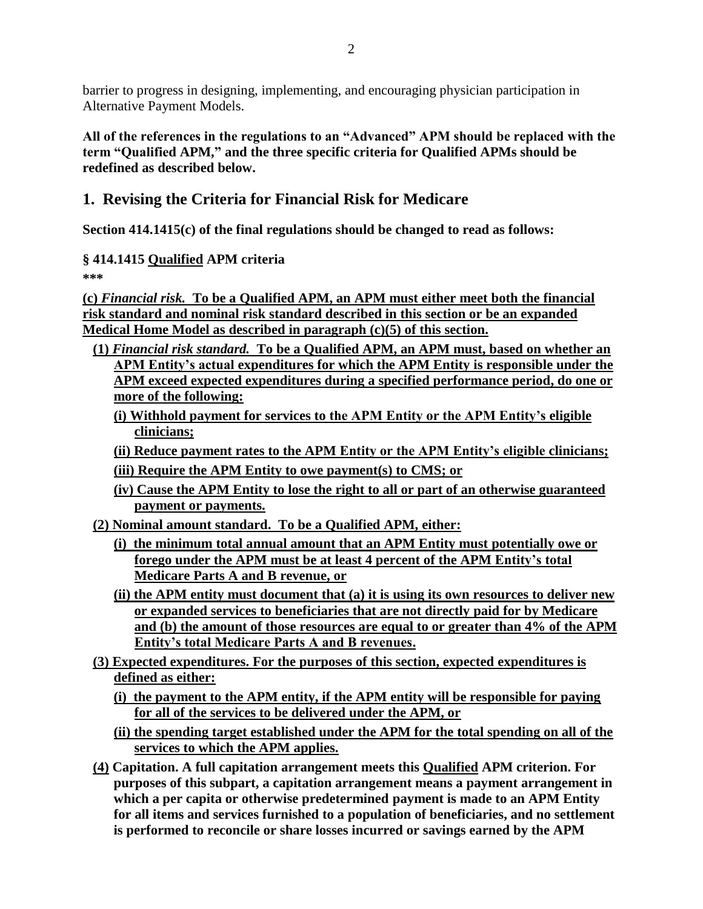barrier to progress in designing, implementing, and encouraging physician participation in Alternative Payment Models.

**All of the references in the regulations to an "Advanced" APM should be replaced with the term "Qualified APM," and the three specific criteria for Qualified APMs should be redefined as described below.**

## 1. Revising the Criteria for Financial Risk for Medicare

**Section 414.1415(c) of the final regulations should be changed to read as follows:**

**§ 414.1415 <u>Qualified</u> APM criteria**

**\*\*\***

**<u>(c) *Financial risk.* To be a Qualified APM, an APM must either meet both the financial risk standard and nominal risk standard described in this section or be an expanded Medical Home Model as described in paragraph (c)(5) of this section.</u>**

- **<u>(1) *Financial risk standard.* To be a Qualified APM, an APM must, based on whether an APM Entity's actual expenditures for which the APM Entity is responsible under the APM exceed expected expenditures during a specified performance period, do one or more of the following:</u>**
  - **<u>(i) Withhold payment for services to the APM Entity or the APM Entity's eligible clinicians;</u>**
  - **<u>(ii) Reduce payment rates to the APM Entity or the APM Entity's eligible clinicians;</u>**
  - **<u>(iii) Require the APM Entity to owe payment(s) to CMS; or</u>**
  - **<u>(iv) Cause the APM Entity to lose the right to all or part of an otherwise guaranteed payment or payments.</u>**
- **<u>(2) Nominal amount standard. To be a Qualified APM, either:</u>**
  - **<u>(i) the minimum total annual amount that an APM Entity must potentially owe or forego under the APM must be at least 4 percent of the APM Entity's total Medicare Parts A and B revenue, or</u>**
  - **<u>(ii) the APM entity must document that (a) it is using its own resources to deliver new or expanded services to beneficiaries that are not directly paid for by Medicare and (b) the amount of those resources are equal to or greater than 4% of the APM Entity's total Medicare Parts A and B revenues.</u>**
- **<u>(3) Expected expenditures. For the purposes of this section, expected expenditures is defined as either:</u>**
  - **<u>(i) the payment to the APM entity, if the APM entity will be responsible for paying for all of the services to be delivered under the APM, or</u>**
  - **<u>(ii) the spending target established under the APM for the total spending on all of the services to which the APM applies.</u>**
- **<u>(4)</u> Capitation. A full capitation arrangement meets this <u>Qualified</u> APM criterion. For purposes of this subpart, a capitation arrangement means a payment arrangement in which a per capita or otherwise predetermined payment is made to an APM Entity for all items and services furnished to a population of beneficiaries, and no settlement is performed to reconcile or share losses incurred or savings earned by the APM**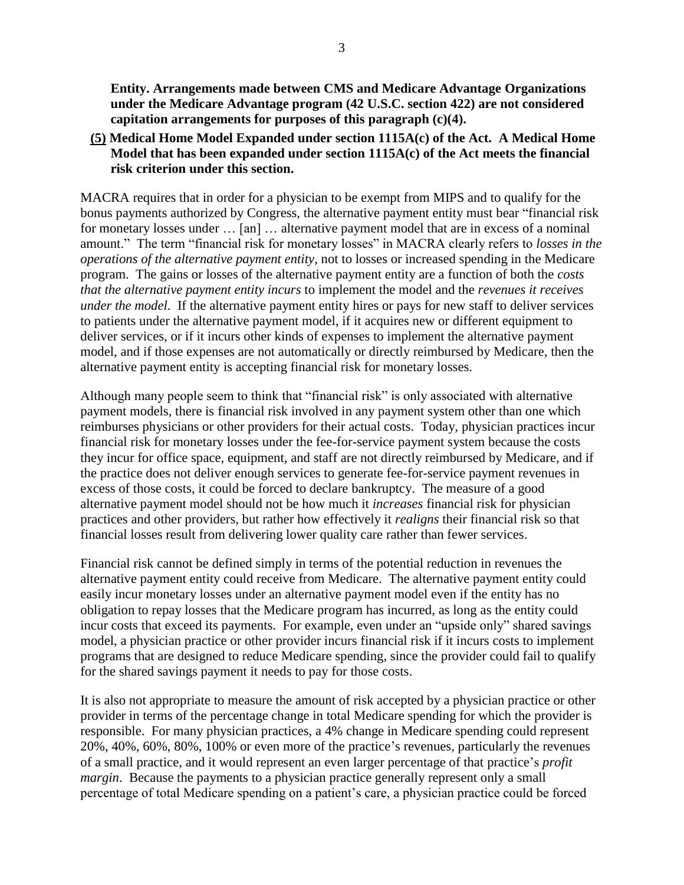**Entity. Arrangements made between CMS and Medicare Advantage Organizations under the Medicare Advantage program (42 U.S.C. section 422) are not considered capitation arrangements for purposes of this paragraph (c)(4).**

**(5) Medical Home Model Expanded under section 1115A(c) of the Act. A Medical Home Model that has been expanded under section 1115A(c) of the Act meets the financial risk criterion under this section.**

MACRA requires that in order for a physician to be exempt from MIPS and to qualify for the bonus payments authorized by Congress, the alternative payment entity must bear "financial risk for monetary losses under … [an] … alternative payment model that are in excess of a nominal amount." The term "financial risk for monetary losses" in MACRA clearly refers to *losses in the operations of the alternative payment entity*, not to losses or increased spending in the Medicare program. The gains or losses of the alternative payment entity are a function of both the *costs that the alternative payment entity incurs* to implement the model and the *revenues it receives under the model*. If the alternative payment entity hires or pays for new staff to deliver services to patients under the alternative payment model, if it acquires new or different equipment to deliver services, or if it incurs other kinds of expenses to implement the alternative payment model, and if those expenses are not automatically or directly reimbursed by Medicare, then the alternative payment entity is accepting financial risk for monetary losses.

Although many people seem to think that "financial risk" is only associated with alternative payment models, there is financial risk involved in any payment system other than one which reimburses physicians or other providers for their actual costs. Today, physician practices incur financial risk for monetary losses under the fee-for-service payment system because the costs they incur for office space, equipment, and staff are not directly reimbursed by Medicare, and if the practice does not deliver enough services to generate fee-for-service payment revenues in excess of those costs, it could be forced to declare bankruptcy. The measure of a good alternative payment model should not be how much it *increases* financial risk for physician practices and other providers, but rather how effectively it *realigns* their financial risk so that financial losses result from delivering lower quality care rather than fewer services.

Financial risk cannot be defined simply in terms of the potential reduction in revenues the alternative payment entity could receive from Medicare. The alternative payment entity could easily incur monetary losses under an alternative payment model even if the entity has no obligation to repay losses that the Medicare program has incurred, as long as the entity could incur costs that exceed its payments. For example, even under an "upside only" shared savings model, a physician practice or other provider incurs financial risk if it incurs costs to implement programs that are designed to reduce Medicare spending, since the provider could fail to qualify for the shared savings payment it needs to pay for those costs.

It is also not appropriate to measure the amount of risk accepted by a physician practice or other provider in terms of the percentage change in total Medicare spending for which the provider is responsible. For many physician practices, a 4% change in Medicare spending could represent 20%, 40%, 60%, 80%, 100% or even more of the practice's revenues, particularly the revenues of a small practice, and it would represent an even larger percentage of that practice's *profit margin*. Because the payments to a physician practice generally represent only a small percentage of total Medicare spending on a patient's care, a physician practice could be forced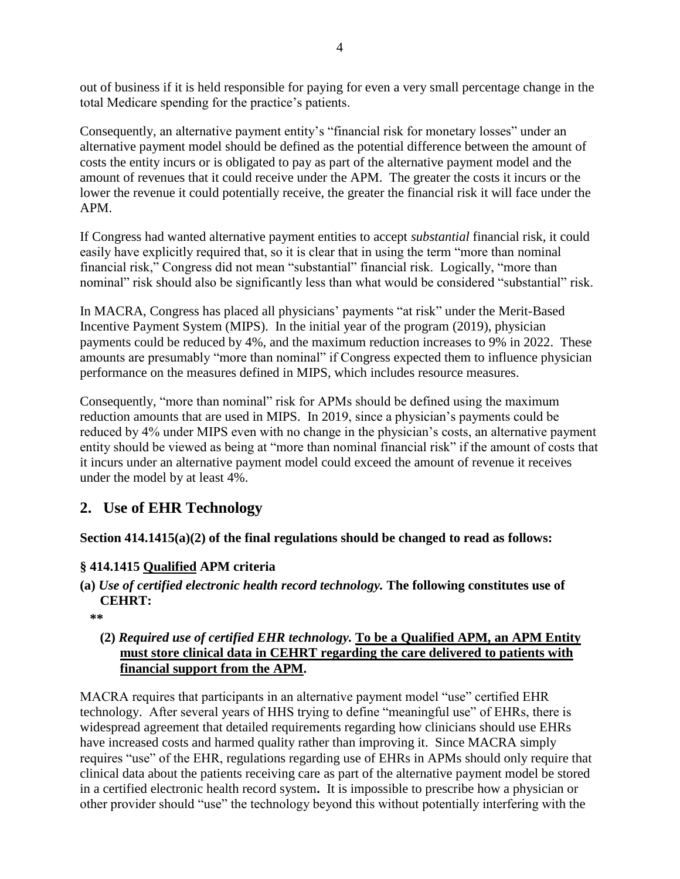out of business if it is held responsible for paying for even a very small percentage change in the total Medicare spending for the practice's patients.

Consequently, an alternative payment entity's "financial risk for monetary losses" under an alternative payment model should be defined as the potential difference between the amount of costs the entity incurs or is obligated to pay as part of the alternative payment model and the amount of revenues that it could receive under the APM. The greater the costs it incurs or the lower the revenue it could potentially receive, the greater the financial risk it will face under the APM.

If Congress had wanted alternative payment entities to accept *substantial* financial risk, it could easily have explicitly required that, so it is clear that in using the term "more than nominal financial risk," Congress did not mean "substantial" financial risk. Logically, "more than nominal" risk should also be significantly less than what would be considered "substantial" risk.

In MACRA, Congress has placed all physicians' payments "at risk" under the Merit-Based Incentive Payment System (MIPS). In the initial year of the program (2019), physician payments could be reduced by 4%, and the maximum reduction increases to 9% in 2022. These amounts are presumably "more than nominal" if Congress expected them to influence physician performance on the measures defined in MIPS, which includes resource measures.

Consequently, "more than nominal" risk for APMs should be defined using the maximum reduction amounts that are used in MIPS. In 2019, since a physician's payments could be reduced by 4% under MIPS even with no change in the physician's costs, an alternative payment entity should be viewed as being at "more than nominal financial risk" if the amount of costs that it incurs under an alternative payment model could exceed the amount of revenue it receives under the model by at least 4%.

## 2. Use of EHR Technology

**Section 414.1415(a)(2) of the final regulations should be changed to read as follows:**

**§ 414.1415 <u>Qualified</u> APM criteria**

**(a)** ***Use of certified electronic health record technology.*** **The following constitutes use of CEHRT:**

**\*\***

**(2)** ***Required use of certified EHR technology.*** **<u>To be a Qualified APM, an APM Entity must store clinical data in CEHRT regarding the care delivered to patients with financial support from the APM</u>.**

MACRA requires that participants in an alternative payment model "use" certified EHR technology. After several years of HHS trying to define "meaningful use" of EHRs, there is widespread agreement that detailed requirements regarding how clinicians should use EHRs have increased costs and harmed quality rather than improving it. Since MACRA simply requires "use" of the EHR, regulations regarding use of EHRs in APMs should only require that clinical data about the patients receiving care as part of the alternative payment model be stored in a certified electronic health record system**.** It is impossible to prescribe how a physician or other provider should "use" the technology beyond this without potentially interfering with the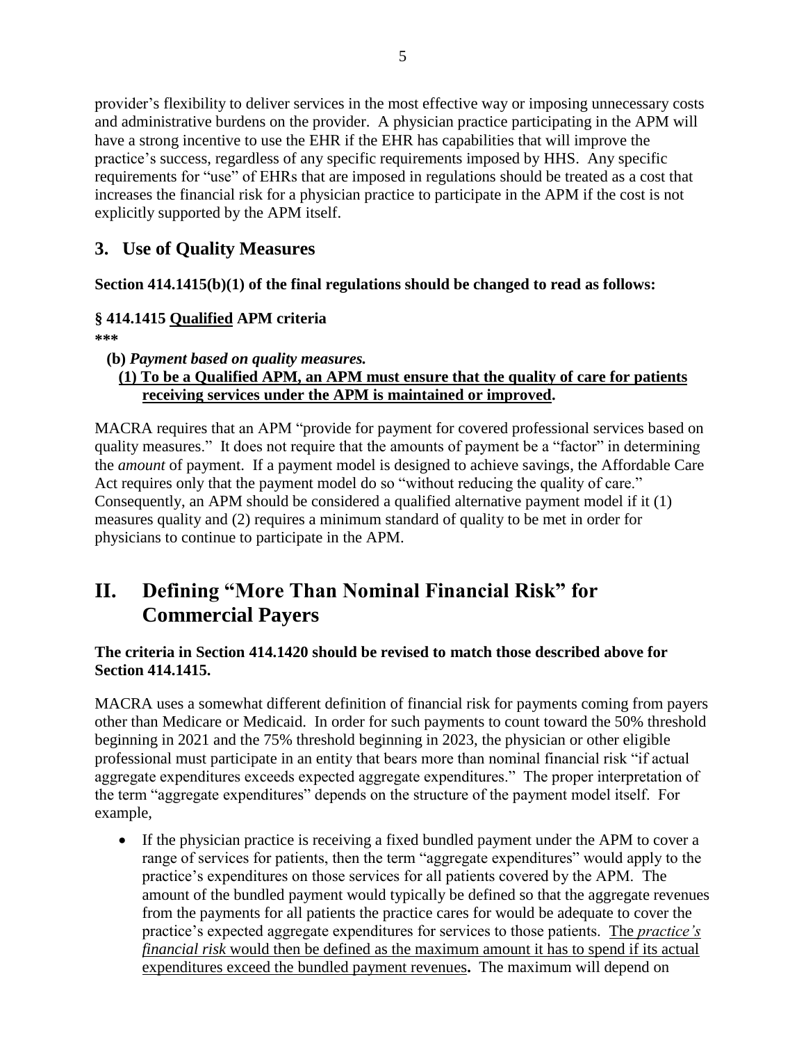provider's flexibility to deliver services in the most effective way or imposing unnecessary costs and administrative burdens on the provider. A physician practice participating in the APM will have a strong incentive to use the EHR if the EHR has capabilities that will improve the practice's success, regardless of any specific requirements imposed by HHS. Any specific requirements for "use" of EHRs that are imposed in regulations should be treated as a cost that increases the financial risk for a physician practice to participate in the APM if the cost is not explicitly supported by the APM itself.

## 3. Use of Quality Measures

**Section 414.1415(b)(1) of the final regulations should be changed to read as follows:**

**§ 414.1415 <u>Qualified</u> APM criteria**

**\*\*\***

**(b)** ***Payment based on quality measures.***

**<u>(1) To be a Qualified APM, an APM must ensure that the quality of care for patients receiving services under the APM is maintained or improved</u>.**

MACRA requires that an APM "provide for payment for covered professional services based on quality measures." It does not require that the amounts of payment be a "factor" in determining the *amount* of payment. If a payment model is designed to achieve savings, the Affordable Care Act requires only that the payment model do so "without reducing the quality of care." Consequently, an APM should be considered a qualified alternative payment model if it (1) measures quality and (2) requires a minimum standard of quality to be met in order for physicians to continue to participate in the APM.

# II. Defining "More Than Nominal Financial Risk" for Commercial Payers

**The criteria in Section 414.1420 should be revised to match those described above for Section 414.1415.**

MACRA uses a somewhat different definition of financial risk for payments coming from payers other than Medicare or Medicaid. In order for such payments to count toward the 50% threshold beginning in 2021 and the 75% threshold beginning in 2023, the physician or other eligible professional must participate in an entity that bears more than nominal financial risk "if actual aggregate expenditures exceeds expected aggregate expenditures." The proper interpretation of the term "aggregate expenditures" depends on the structure of the payment model itself. For example,

- If the physician practice is receiving a fixed bundled payment under the APM to cover a range of services for patients, then the term "aggregate expenditures" would apply to the practice's expenditures on those services for all patients covered by the APM. The amount of the bundled payment would typically be defined so that the aggregate revenues from the payments for all patients the practice cares for would be adequate to cover the practice's expected aggregate expenditures for services to those patients. <u>The *practice's financial risk* would then be defined as the maximum amount it has to spend if its actual expenditures exceed the bundled payment revenues</u>**.** The maximum will depend on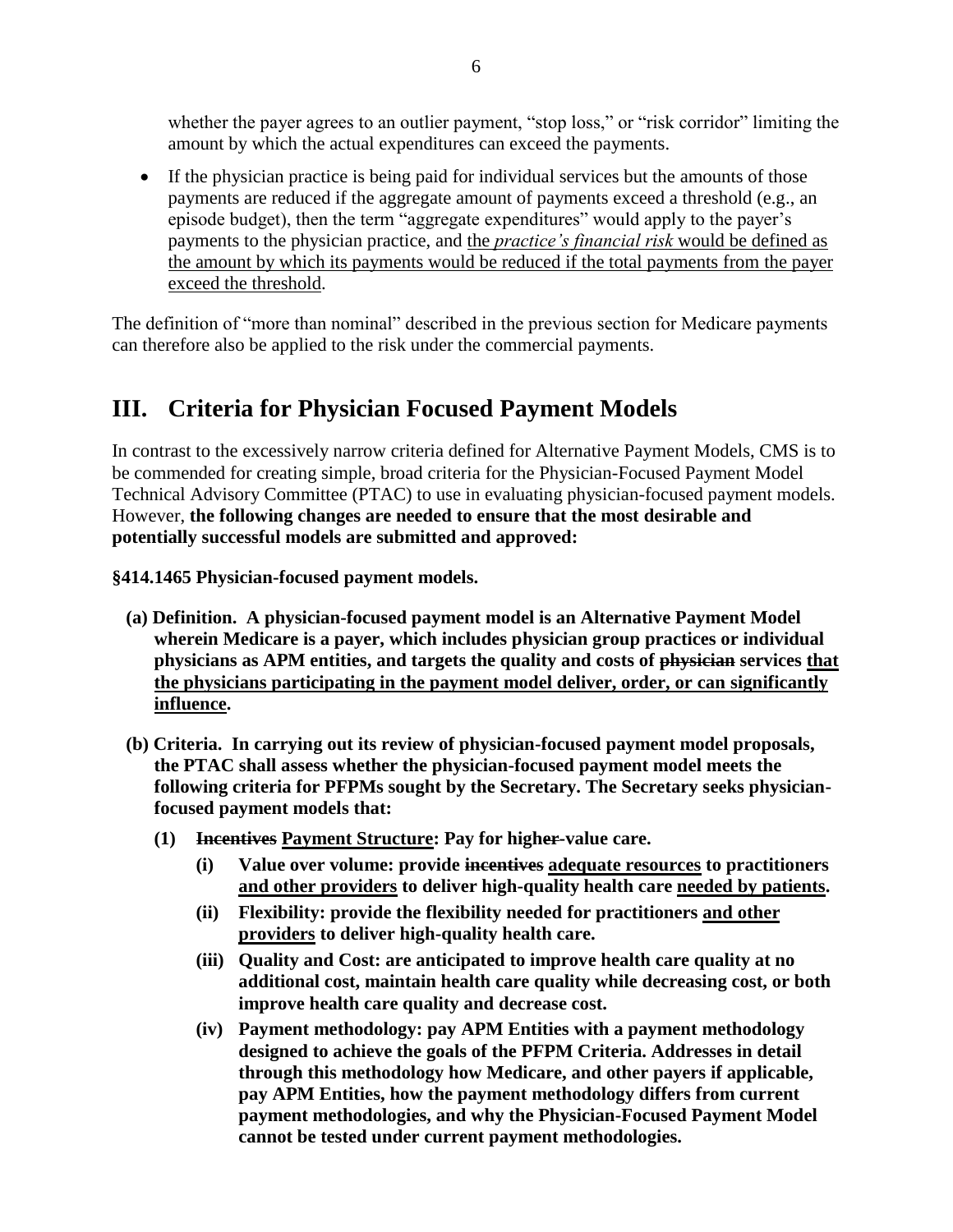whether the payer agrees to an outlier payment, "stop loss," or "risk corridor" limiting the amount by which the actual expenditures can exceed the payments.

- If the physician practice is being paid for individual services but the amounts of those payments are reduced if the aggregate amount of payments exceed a threshold (e.g., an episode budget), then the term "aggregate expenditures" would apply to the payer's payments to the physician practice, and <u>the *practice's financial risk* would be defined as the amount by which its payments would be reduced if the total payments from the payer exceed the threshold</u>.

The definition of "more than nominal" described in the previous section for Medicare payments can therefore also be applied to the risk under the commercial payments.

## III. Criteria for Physician Focused Payment Models

In contrast to the excessively narrow criteria defined for Alternative Payment Models, CMS is to be commended for creating simple, broad criteria for the Physician-Focused Payment Model Technical Advisory Committee (PTAC) to use in evaluating physician-focused payment models. However, **the following changes are needed to ensure that the most desirable and potentially successful models are submitted and approved:**

**§414.1465 Physician-focused payment models.**

**(a) Definition. A physician-focused payment model is an Alternative Payment Model wherein Medicare is a payer, which includes physician group practices or individual physicians as APM entities, and targets the quality and costs of ~~physician~~ services <u>that the physicians participating in the payment model deliver, order, or can significantly influence</u>.**

**(b) Criteria. In carrying out its review of physician-focused payment model proposals, the PTAC shall assess whether the physician-focused payment model meets the following criteria for PFPMs sought by the Secretary. The Secretary seeks physician-focused payment models that:**

- **(1) ~~Incentives~~ <u>Payment Structure</u>: Pay for high~~er~~-value care.**
  - **(i) Value over volume: provide ~~incentives~~ <u>adequate resources</u> to practitioners <u>and other providers</u> to deliver high-quality health care <u>needed by patients</u>.**
  - **(ii) Flexibility: provide the flexibility needed for practitioners <u>and other providers</u> to deliver high-quality health care.**
  - **(iii) Quality and Cost: are anticipated to improve health care quality at no additional cost, maintain health care quality while decreasing cost, or both improve health care quality and decrease cost.**
  - **(iv) Payment methodology: pay APM Entities with a payment methodology designed to achieve the goals of the PFPM Criteria. Addresses in detail through this methodology how Medicare, and other payers if applicable, pay APM Entities, how the payment methodology differs from current payment methodologies, and why the Physician-Focused Payment Model cannot be tested under current payment methodologies.**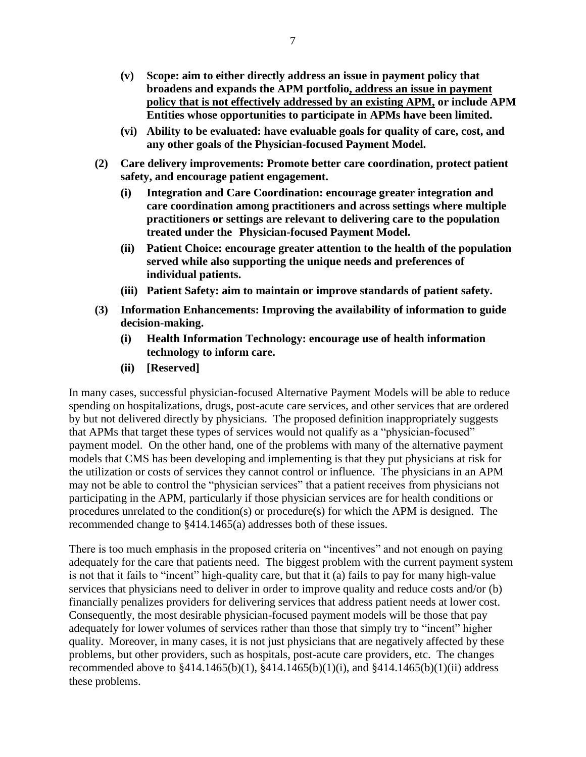- **(v) Scope: aim to either directly address an issue in payment policy that broadens and expands the APM portfolio, <u>address an issue in payment policy that is not effectively addressed by an existing APM,</u> or include APM Entities whose opportunities to participate in APMs have been limited.**
- **(vi) Ability to be evaluated: have evaluable goals for quality of care, cost, and any other goals of the Physician-focused Payment Model.**

**(2) Care delivery improvements: Promote better care coordination, protect patient safety, and encourage patient engagement.**

- **(i) Integration and Care Coordination: encourage greater integration and care coordination among practitioners and across settings where multiple practitioners or settings are relevant to delivering care to the population treated under the Physician-focused Payment Model.**
- **(ii) Patient Choice: encourage greater attention to the health of the population served while also supporting the unique needs and preferences of individual patients.**
- **(iii) Patient Safety: aim to maintain or improve standards of patient safety.**

**(3) Information Enhancements: Improving the availability of information to guide decision-making.**

- **(i) Health Information Technology: encourage use of health information technology to inform care.**
- **(ii) [Reserved]**

In many cases, successful physician-focused Alternative Payment Models will be able to reduce spending on hospitalizations, drugs, post-acute care services, and other services that are ordered by but not delivered directly by physicians. The proposed definition inappropriately suggests that APMs that target these types of services would not qualify as a "physician-focused" payment model. On the other hand, one of the problems with many of the alternative payment models that CMS has been developing and implementing is that they put physicians at risk for the utilization or costs of services they cannot control or influence. The physicians in an APM may not be able to control the "physician services" that a patient receives from physicians not participating in the APM, particularly if those physician services are for health conditions or procedures unrelated to the condition(s) or procedure(s) for which the APM is designed. The recommended change to §414.1465(a) addresses both of these issues.

There is too much emphasis in the proposed criteria on "incentives" and not enough on paying adequately for the care that patients need. The biggest problem with the current payment system is not that it fails to "incent" high-quality care, but that it (a) fails to pay for many high-value services that physicians need to deliver in order to improve quality and reduce costs and/or (b) financially penalizes providers for delivering services that address patient needs at lower cost. Consequently, the most desirable physician-focused payment models will be those that pay adequately for lower volumes of services rather than those that simply try to "incent" higher quality. Moreover, in many cases, it is not just physicians that are negatively affected by these problems, but other providers, such as hospitals, post-acute care providers, etc. The changes recommended above to §414.1465(b)(1), §414.1465(b)(1)(i), and §414.1465(b)(1)(ii) address these problems.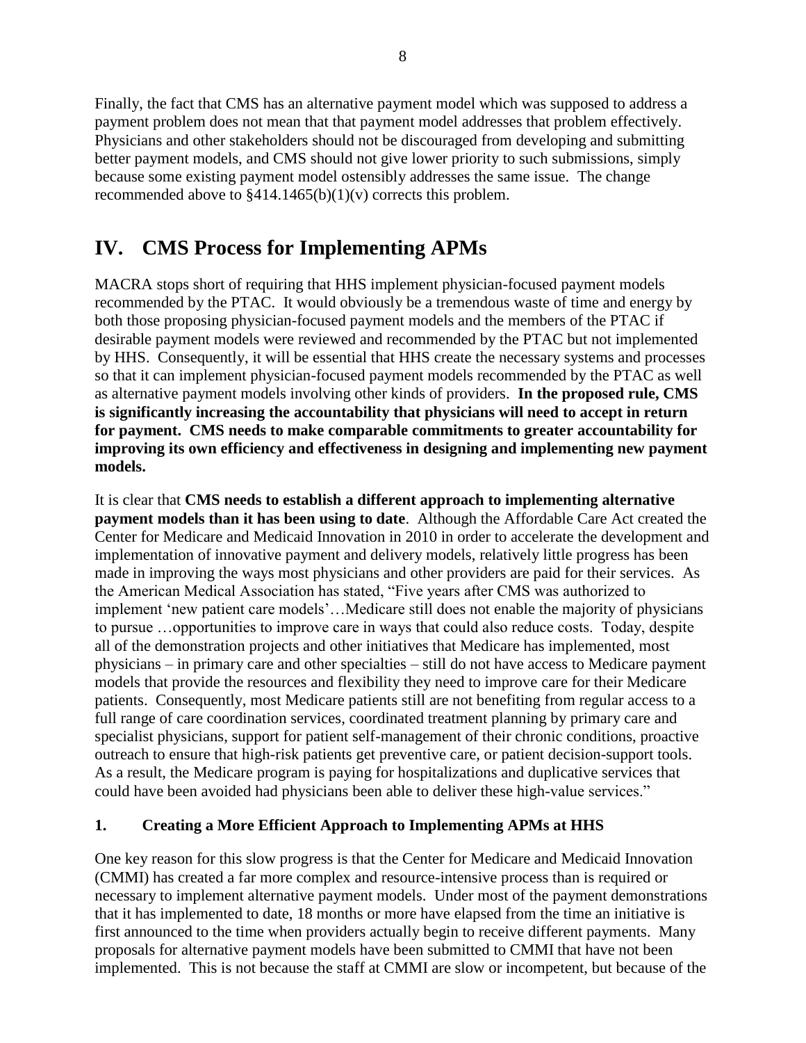Finally, the fact that CMS has an alternative payment model which was supposed to address a payment problem does not mean that that payment model addresses that problem effectively. Physicians and other stakeholders should not be discouraged from developing and submitting better payment models, and CMS should not give lower priority to such submissions, simply because some existing payment model ostensibly addresses the same issue. The change recommended above to §414.1465(b)(1)(v) corrects this problem.

# IV. CMS Process for Implementing APMs

MACRA stops short of requiring that HHS implement physician-focused payment models recommended by the PTAC. It would obviously be a tremendous waste of time and energy by both those proposing physician-focused payment models and the members of the PTAC if desirable payment models were reviewed and recommended by the PTAC but not implemented by HHS. Consequently, it will be essential that HHS create the necessary systems and processes so that it can implement physician-focused payment models recommended by the PTAC as well as alternative payment models involving other kinds of providers. **In the proposed rule, CMS is significantly increasing the accountability that physicians will need to accept in return for payment. CMS needs to make comparable commitments to greater accountability for improving its own efficiency and effectiveness in designing and implementing new payment models.**

It is clear that **CMS needs to establish a different approach to implementing alternative payment models than it has been using to date**. Although the Affordable Care Act created the Center for Medicare and Medicaid Innovation in 2010 in order to accelerate the development and implementation of innovative payment and delivery models, relatively little progress has been made in improving the ways most physicians and other providers are paid for their services. As the American Medical Association has stated, "Five years after CMS was authorized to implement 'new patient care models'…Medicare still does not enable the majority of physicians to pursue …opportunities to improve care in ways that could also reduce costs. Today, despite all of the demonstration projects and other initiatives that Medicare has implemented, most physicians – in primary care and other specialties – still do not have access to Medicare payment models that provide the resources and flexibility they need to improve care for their Medicare patients. Consequently, most Medicare patients still are not benefiting from regular access to a full range of care coordination services, coordinated treatment planning by primary care and specialist physicians, support for patient self-management of their chronic conditions, proactive outreach to ensure that high-risk patients get preventive care, or patient decision-support tools. As a result, the Medicare program is paying for hospitalizations and duplicative services that could have been avoided had physicians been able to deliver these high-value services."

### 1. Creating a More Efficient Approach to Implementing APMs at HHS

One key reason for this slow progress is that the Center for Medicare and Medicaid Innovation (CMMI) has created a far more complex and resource-intensive process than is required or necessary to implement alternative payment models. Under most of the payment demonstrations that it has implemented to date, 18 months or more have elapsed from the time an initiative is first announced to the time when providers actually begin to receive different payments. Many proposals for alternative payment models have been submitted to CMMI that have not been implemented. This is not because the staff at CMMI are slow or incompetent, but because of the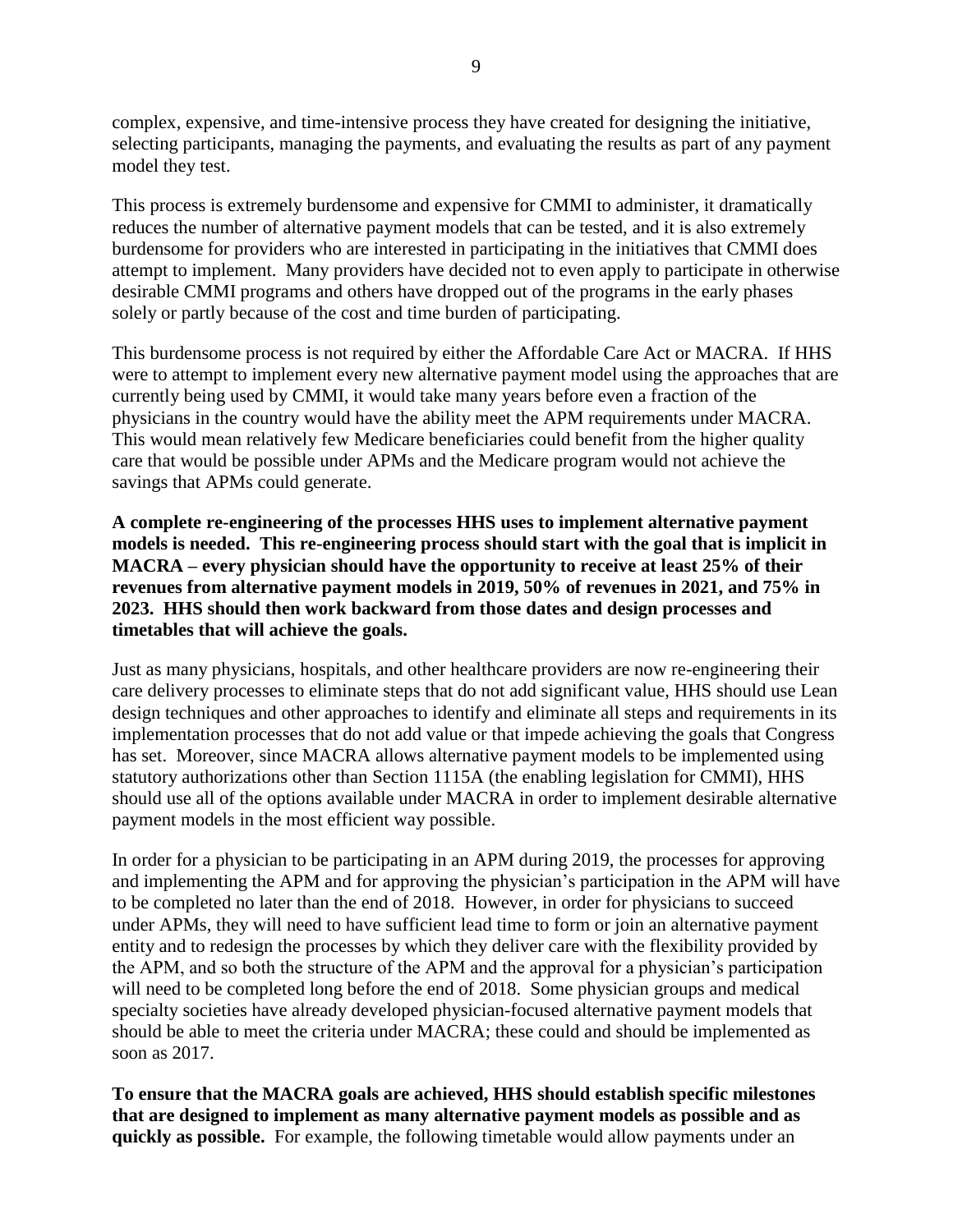complex, expensive, and time-intensive process they have created for designing the initiative, selecting participants, managing the payments, and evaluating the results as part of any payment model they test.

This process is extremely burdensome and expensive for CMMI to administer, it dramatically reduces the number of alternative payment models that can be tested, and it is also extremely burdensome for providers who are interested in participating in the initiatives that CMMI does attempt to implement. Many providers have decided not to even apply to participate in otherwise desirable CMMI programs and others have dropped out of the programs in the early phases solely or partly because of the cost and time burden of participating.

This burdensome process is not required by either the Affordable Care Act or MACRA. If HHS were to attempt to implement every new alternative payment model using the approaches that are currently being used by CMMI, it would take many years before even a fraction of the physicians in the country would have the ability meet the APM requirements under MACRA. This would mean relatively few Medicare beneficiaries could benefit from the higher quality care that would be possible under APMs and the Medicare program would not achieve the savings that APMs could generate.

**A complete re-engineering of the processes HHS uses to implement alternative payment models is needed. This re-engineering process should start with the goal that is implicit in MACRA – every physician should have the opportunity to receive at least 25% of their revenues from alternative payment models in 2019, 50% of revenues in 2021, and 75% in 2023. HHS should then work backward from those dates and design processes and timetables that will achieve the goals.**

Just as many physicians, hospitals, and other healthcare providers are now re-engineering their care delivery processes to eliminate steps that do not add significant value, HHS should use Lean design techniques and other approaches to identify and eliminate all steps and requirements in its implementation processes that do not add value or that impede achieving the goals that Congress has set. Moreover, since MACRA allows alternative payment models to be implemented using statutory authorizations other than Section 1115A (the enabling legislation for CMMI), HHS should use all of the options available under MACRA in order to implement desirable alternative payment models in the most efficient way possible.

In order for a physician to be participating in an APM during 2019, the processes for approving and implementing the APM and for approving the physician's participation in the APM will have to be completed no later than the end of 2018. However, in order for physicians to succeed under APMs, they will need to have sufficient lead time to form or join an alternative payment entity and to redesign the processes by which they deliver care with the flexibility provided by the APM, and so both the structure of the APM and the approval for a physician's participation will need to be completed long before the end of 2018. Some physician groups and medical specialty societies have already developed physician-focused alternative payment models that should be able to meet the criteria under MACRA; these could and should be implemented as soon as 2017.

**To ensure that the MACRA goals are achieved, HHS should establish specific milestones that are designed to implement as many alternative payment models as possible and as quickly as possible.** For example, the following timetable would allow payments under an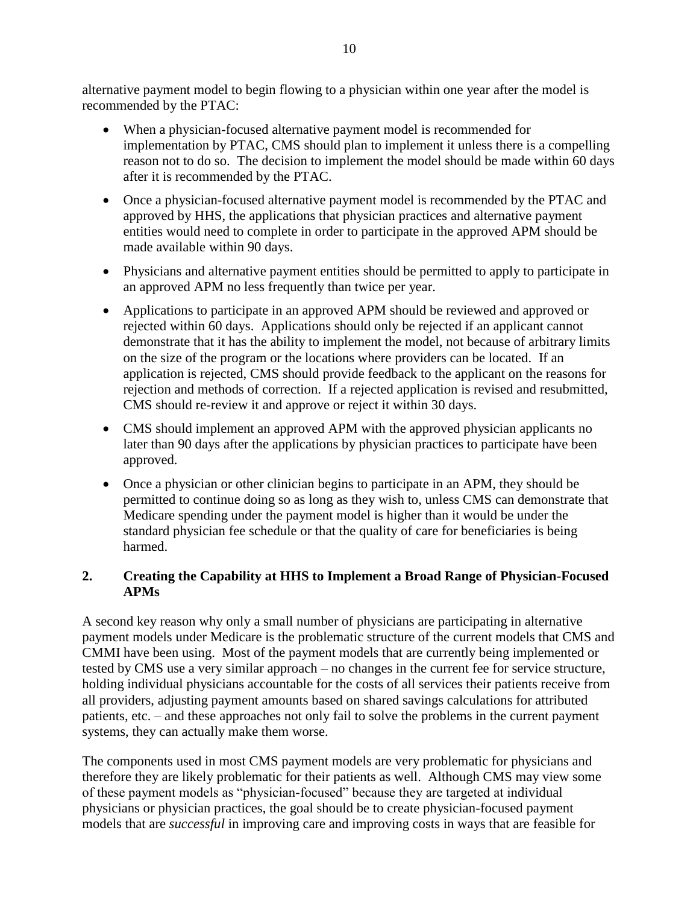alternative payment model to begin flowing to a physician within one year after the model is recommended by the PTAC:

- When a physician-focused alternative payment model is recommended for implementation by PTAC, CMS should plan to implement it unless there is a compelling reason not to do so. The decision to implement the model should be made within 60 days after it is recommended by the PTAC.
- Once a physician-focused alternative payment model is recommended by the PTAC and approved by HHS, the applications that physician practices and alternative payment entities would need to complete in order to participate in the approved APM should be made available within 90 days.
- Physicians and alternative payment entities should be permitted to apply to participate in an approved APM no less frequently than twice per year.
- Applications to participate in an approved APM should be reviewed and approved or rejected within 60 days. Applications should only be rejected if an applicant cannot demonstrate that it has the ability to implement the model, not because of arbitrary limits on the size of the program or the locations where providers can be located. If an application is rejected, CMS should provide feedback to the applicant on the reasons for rejection and methods of correction. If a rejected application is revised and resubmitted, CMS should re-review it and approve or reject it within 30 days.
- CMS should implement an approved APM with the approved physician applicants no later than 90 days after the applications by physician practices to participate have been approved.
- Once a physician or other clinician begins to participate in an APM, they should be permitted to continue doing so as long as they wish to, unless CMS can demonstrate that Medicare spending under the payment model is higher than it would be under the standard physician fee schedule or that the quality of care for beneficiaries is being harmed.

## 2. Creating the Capability at HHS to Implement a Broad Range of Physician-Focused APMs

A second key reason why only a small number of physicians are participating in alternative payment models under Medicare is the problematic structure of the current models that CMS and CMMI have been using. Most of the payment models that are currently being implemented or tested by CMS use a very similar approach – no changes in the current fee for service structure, holding individual physicians accountable for the costs of all services their patients receive from all providers, adjusting payment amounts based on shared savings calculations for attributed patients, etc. – and these approaches not only fail to solve the problems in the current payment systems, they can actually make them worse.

The components used in most CMS payment models are very problematic for physicians and therefore they are likely problematic for their patients as well. Although CMS may view some of these payment models as "physician-focused" because they are targeted at individual physicians or physician practices, the goal should be to create physician-focused payment models that are *successful* in improving care and improving costs in ways that are feasible for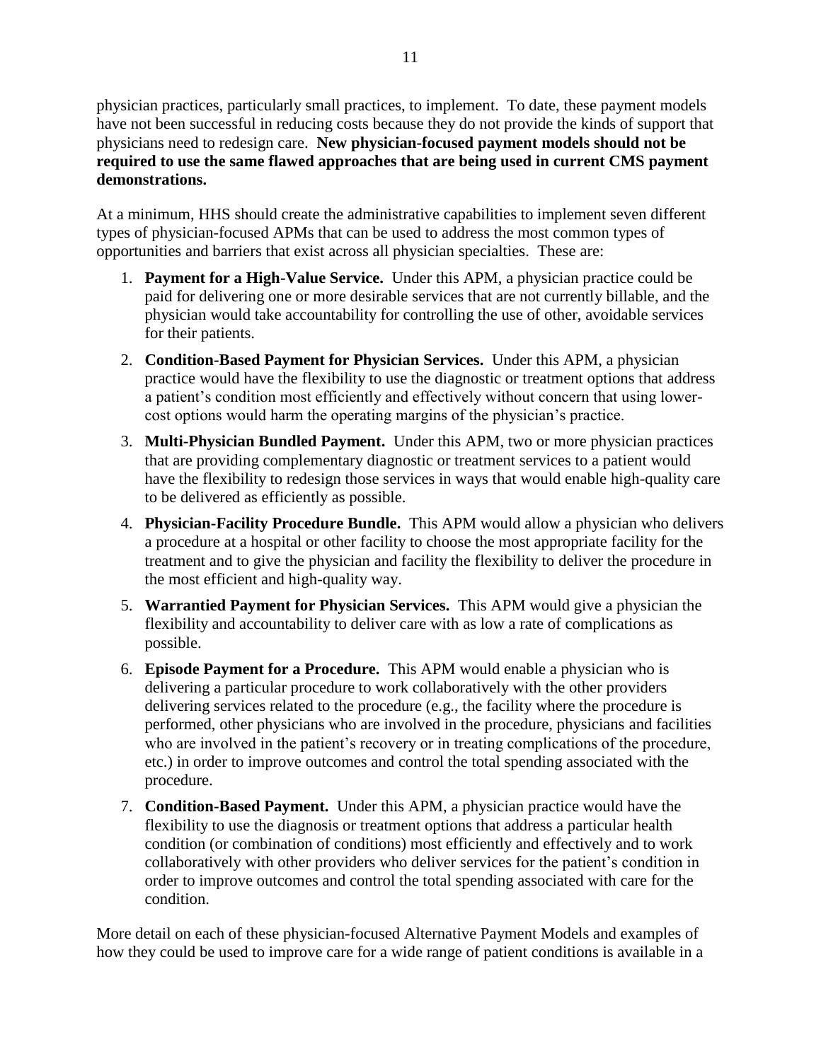physician practices, particularly small practices, to implement. To date, these payment models have not been successful in reducing costs because they do not provide the kinds of support that physicians need to redesign care. **New physician-focused payment models should not be required to use the same flawed approaches that are being used in current CMS payment demonstrations.**

At a minimum, HHS should create the administrative capabilities to implement seven different types of physician-focused APMs that can be used to address the most common types of opportunities and barriers that exist across all physician specialties. These are:

1. **Payment for a High-Value Service.** Under this APM, a physician practice could be paid for delivering one or more desirable services that are not currently billable, and the physician would take accountability for controlling the use of other, avoidable services for their patients.
2. **Condition-Based Payment for Physician Services.** Under this APM, a physician practice would have the flexibility to use the diagnostic or treatment options that address a patient's condition most efficiently and effectively without concern that using lower-cost options would harm the operating margins of the physician's practice.
3. **Multi-Physician Bundled Payment.** Under this APM, two or more physician practices that are providing complementary diagnostic or treatment services to a patient would have the flexibility to redesign those services in ways that would enable high-quality care to be delivered as efficiently as possible.
4. **Physician-Facility Procedure Bundle.** This APM would allow a physician who delivers a procedure at a hospital or other facility to choose the most appropriate facility for the treatment and to give the physician and facility the flexibility to deliver the procedure in the most efficient and high-quality way.
5. **Warrantied Payment for Physician Services.** This APM would give a physician the flexibility and accountability to deliver care with as low a rate of complications as possible.
6. **Episode Payment for a Procedure.** This APM would enable a physician who is delivering a particular procedure to work collaboratively with the other providers delivering services related to the procedure (e.g., the facility where the procedure is performed, other physicians who are involved in the procedure, physicians and facilities who are involved in the patient's recovery or in treating complications of the procedure, etc.) in order to improve outcomes and control the total spending associated with the procedure.
7. **Condition-Based Payment.** Under this APM, a physician practice would have the flexibility to use the diagnosis or treatment options that address a particular health condition (or combination of conditions) most efficiently and effectively and to work collaboratively with other providers who deliver services for the patient's condition in order to improve outcomes and control the total spending associated with care for the condition.

More detail on each of these physician-focused Alternative Payment Models and examples of how they could be used to improve care for a wide range of patient conditions is available in a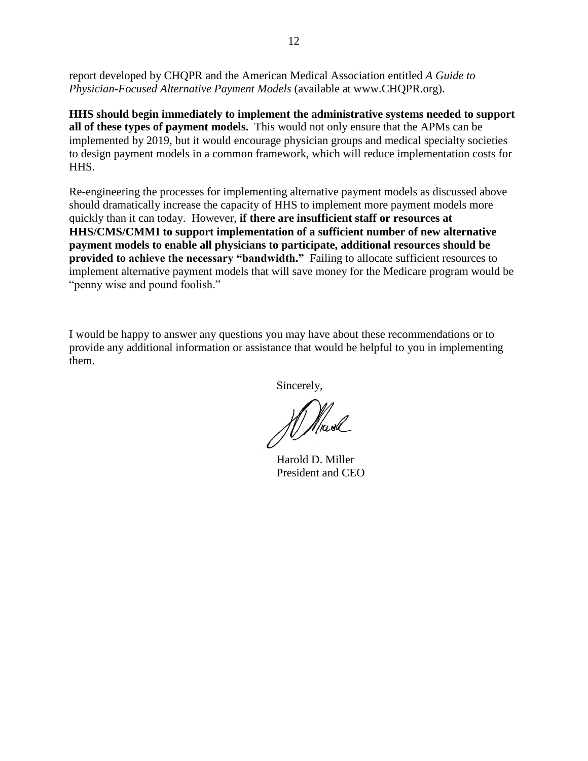report developed by CHQPR and the American Medical Association entitled *A Guide to Physician-Focused Alternative Payment Models* (available at www.CHQPR.org).

**HHS should begin immediately to implement the administrative systems needed to support all of these types of payment models.** This would not only ensure that the APMs can be implemented by 2019, but it would encourage physician groups and medical specialty societies to design payment models in a common framework, which will reduce implementation costs for HHS.

Re-engineering the processes for implementing alternative payment models as discussed above should dramatically increase the capacity of HHS to implement more payment models more quickly than it can today. However, **if there are insufficient staff or resources at HHS/CMS/CMMI to support implementation of a sufficient number of new alternative payment models to enable all physicians to participate, additional resources should be provided to achieve the necessary "bandwidth."** Failing to allocate sufficient resources to implement alternative payment models that will save money for the Medicare program would be "penny wise and pound foolish."

I would be happy to answer any questions you may have about these recommendations or to provide any additional information or assistance that would be helpful to you in implementing them.

Sincerely,

Harold D. Miller
President and CEO